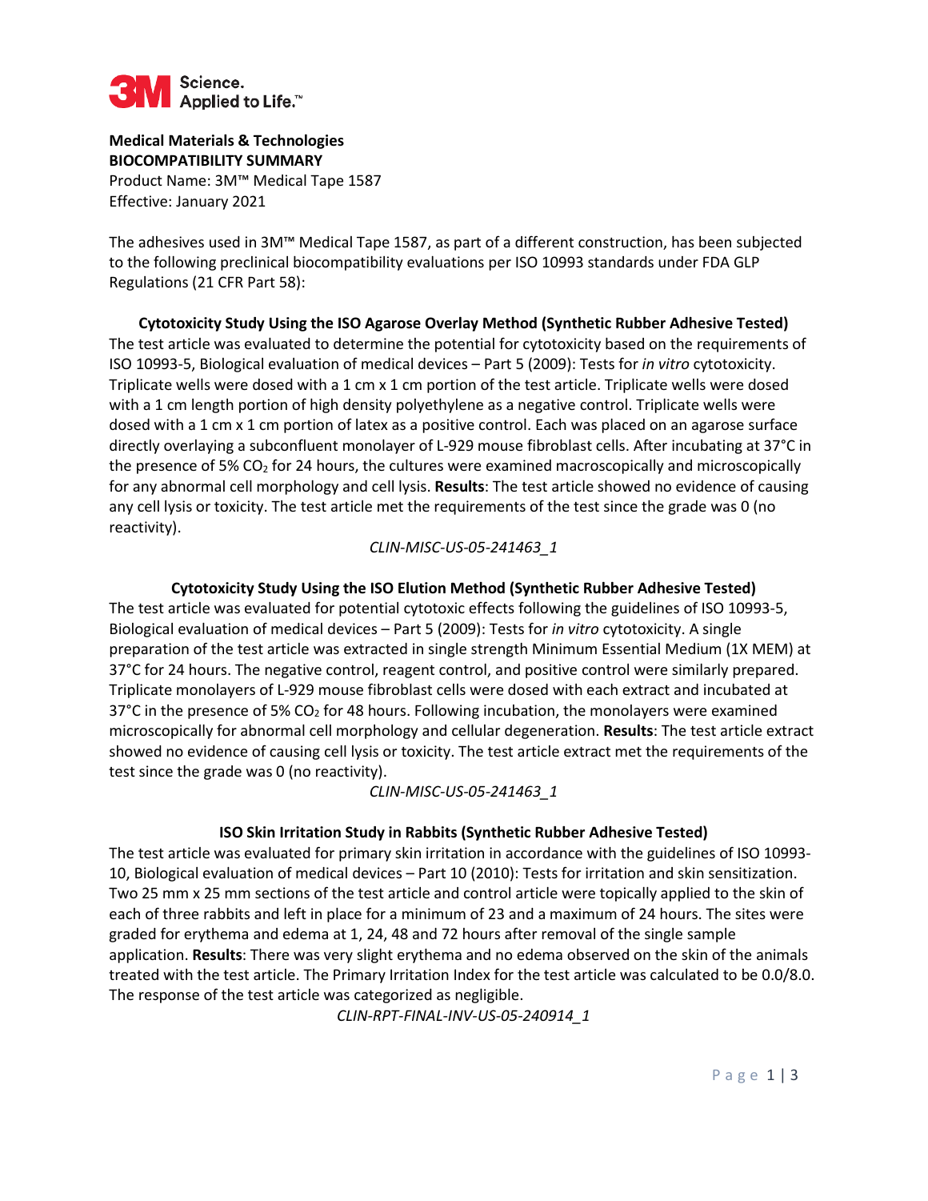3M Science. Applied to Life.™

**Medical Materials & Technologies**
**BIOCOMPATIBILITY SUMMARY**
Product Name: 3M™ Medical Tape 1587
Effective: January 2021

The adhesives used in 3M™ Medical Tape 1587, as part of a different construction, has been subjected to the following preclinical biocompatibility evaluations per ISO 10993 standards under FDA GLP Regulations (21 CFR Part 58):

**Cytotoxicity Study Using the ISO Agarose Overlay Method (Synthetic Rubber Adhesive Tested)**

The test article was evaluated to determine the potential for cytotoxicity based on the requirements of ISO 10993-5, Biological evaluation of medical devices – Part 5 (2009): Tests for *in vitro* cytotoxicity. Triplicate wells were dosed with a 1 cm x 1 cm portion of the test article. Triplicate wells were dosed with a 1 cm length portion of high density polyethylene as a negative control. Triplicate wells were dosed with a 1 cm x 1 cm portion of latex as a positive control. Each was placed on an agarose surface directly overlaying a subconfluent monolayer of L-929 mouse fibroblast cells. After incubating at 37°C in the presence of 5% $CO_2$ for 24 hours, the cultures were examined macroscopically and microscopically for any abnormal cell morphology and cell lysis. **Results**: The test article showed no evidence of causing any cell lysis or toxicity. The test article met the requirements of the test since the grade was 0 (no reactivity).

*CLIN-MISC-US-05-241463_1*

**Cytotoxicity Study Using the ISO Elution Method (Synthetic Rubber Adhesive Tested)**

The test article was evaluated for potential cytotoxic effects following the guidelines of ISO 10993-5, Biological evaluation of medical devices – Part 5 (2009): Tests for *in vitro* cytotoxicity. A single preparation of the test article was extracted in single strength Minimum Essential Medium (1X MEM) at 37°C for 24 hours. The negative control, reagent control, and positive control were similarly prepared. Triplicate monolayers of L-929 mouse fibroblast cells were dosed with each extract and incubated at 37°C in the presence of 5% $CO_2$ for 48 hours. Following incubation, the monolayers were examined microscopically for abnormal cell morphology and cellular degeneration. **Results**: The test article extract showed no evidence of causing cell lysis or toxicity. The test article extract met the requirements of the test since the grade was 0 (no reactivity).

*CLIN-MISC-US-05-241463_1*

**ISO Skin Irritation Study in Rabbits (Synthetic Rubber Adhesive Tested)**

The test article was evaluated for primary skin irritation in accordance with the guidelines of ISO 10993-10, Biological evaluation of medical devices – Part 10 (2010): Tests for irritation and skin sensitization. Two 25 mm x 25 mm sections of the test article and control article were topically applied to the skin of each of three rabbits and left in place for a minimum of 23 and a maximum of 24 hours. The sites were graded for erythema and edema at 1, 24, 48 and 72 hours after removal of the single sample application. **Results**: There was very slight erythema and no edema observed on the skin of the animals treated with the test article. The Primary Irritation Index for the test article was calculated to be 0.0/8.0. The response of the test article was categorized as negligible.

*CLIN-RPT-FINAL-INV-US-05-240914_1*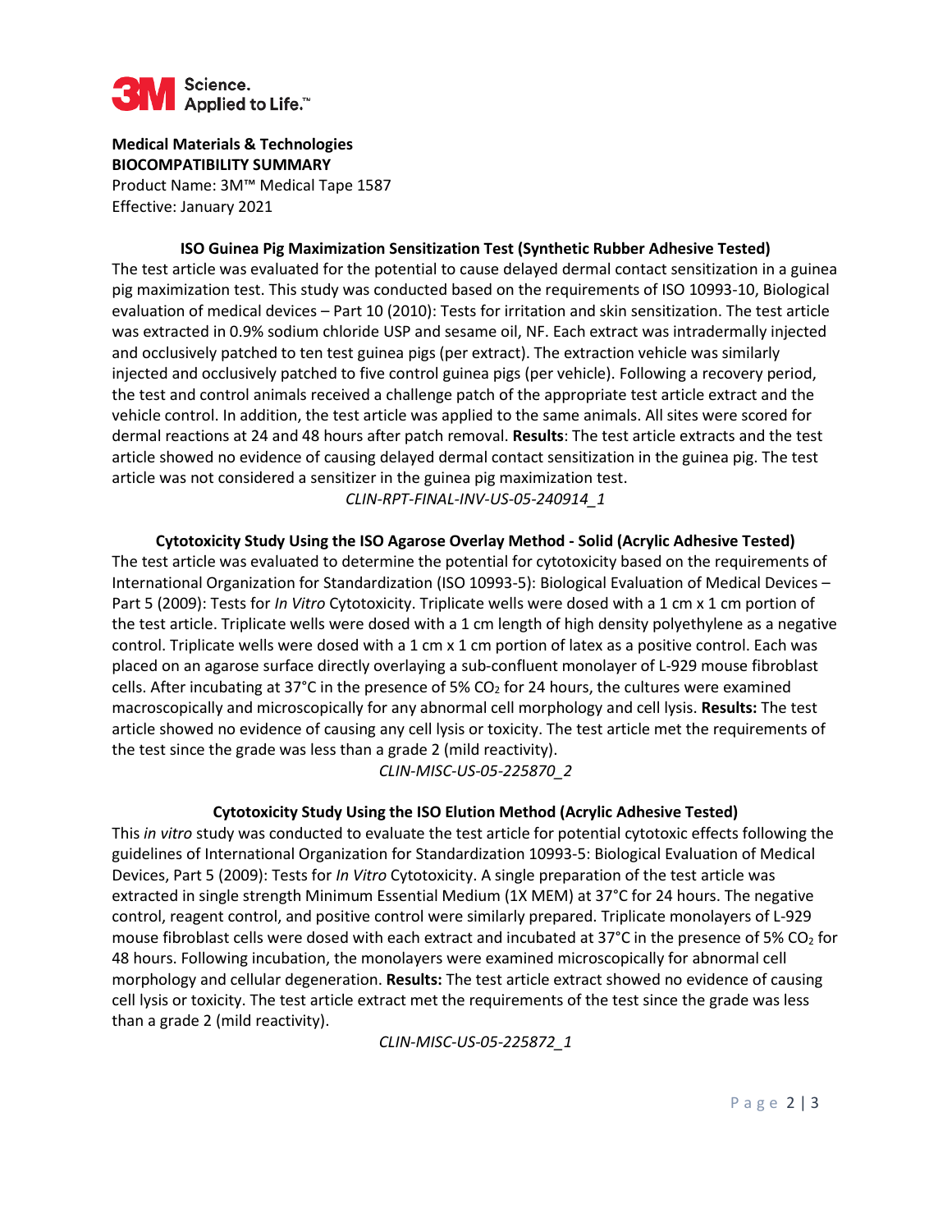**Medical Materials & Technologies**
**BIOCOMPATIBILITY SUMMARY**
Product Name: 3M™ Medical Tape 1587
Effective: January 2021

### ISO Guinea Pig Maximization Sensitization Test (Synthetic Rubber Adhesive Tested)

The test article was evaluated for the potential to cause delayed dermal contact sensitization in a guinea pig maximization test. This study was conducted based on the requirements of ISO 10993-10, Biological evaluation of medical devices – Part 10 (2010): Tests for irritation and skin sensitization. The test article was extracted in 0.9% sodium chloride USP and sesame oil, NF. Each extract was intradermally injected and occlusively patched to ten test guinea pigs (per extract). The extraction vehicle was similarly injected and occlusively patched to five control guinea pigs (per vehicle). Following a recovery period, the test and control animals received a challenge patch of the appropriate test article extract and the vehicle control. In addition, the test article was applied to the same animals. All sites were scored for dermal reactions at 24 and 48 hours after patch removal. **Results**: The test article extracts and the test article showed no evidence of causing delayed dermal contact sensitization in the guinea pig. The test article was not considered a sensitizer in the guinea pig maximization test.

*CLIN-RPT-FINAL-INV-US-05-240914_1*

### Cytotoxicity Study Using the ISO Agarose Overlay Method - Solid (Acrylic Adhesive Tested)

The test article was evaluated to determine the potential for cytotoxicity based on the requirements of International Organization for Standardization (ISO 10993-5): Biological Evaluation of Medical Devices – Part 5 (2009): Tests for *In Vitro* Cytotoxicity. Triplicate wells were dosed with a 1 cm x 1 cm portion of the test article. Triplicate wells were dosed with a 1 cm length of high density polyethylene as a negative control. Triplicate wells were dosed with a 1 cm x 1 cm portion of latex as a positive control. Each was placed on an agarose surface directly overlaying a sub-confluent monolayer of L-929 mouse fibroblast cells. After incubating at 37°C in the presence of 5% $CO_2$ for 24 hours, the cultures were examined macroscopically and microscopically for any abnormal cell morphology and cell lysis. **Results:** The test article showed no evidence of causing any cell lysis or toxicity. The test article met the requirements of the test since the grade was less than a grade 2 (mild reactivity).

*CLIN-MISC-US-05-225870_2*

### Cytotoxicity Study Using the ISO Elution Method (Acrylic Adhesive Tested)

This *in vitro* study was conducted to evaluate the test article for potential cytotoxic effects following the guidelines of International Organization for Standardization 10993-5: Biological Evaluation of Medical Devices, Part 5 (2009): Tests for *In Vitro* Cytotoxicity. A single preparation of the test article was extracted in single strength Minimum Essential Medium (1X MEM) at 37°C for 24 hours. The negative control, reagent control, and positive control were similarly prepared. Triplicate monolayers of L-929 mouse fibroblast cells were dosed with each extract and incubated at 37°C in the presence of 5% $CO_2$ for 48 hours. Following incubation, the monolayers were examined microscopically for abnormal cell morphology and cellular degeneration. **Results:** The test article extract showed no evidence of causing cell lysis or toxicity. The test article extract met the requirements of the test since the grade was less than a grade 2 (mild reactivity).

*CLIN-MISC-US-05-225872_1*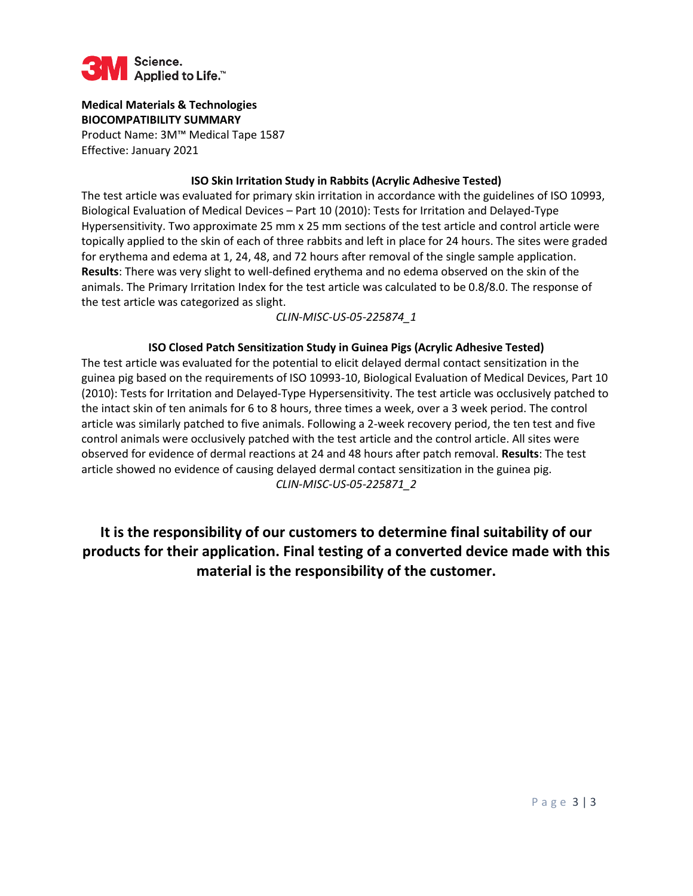**Medical Materials & Technologies**
**BIOCOMPATIBILITY SUMMARY**
Product Name: 3M™ Medical Tape 1587
Effective: January 2021

### ISO Skin Irritation Study in Rabbits (Acrylic Adhesive Tested)

The test article was evaluated for primary skin irritation in accordance with the guidelines of ISO 10993, Biological Evaluation of Medical Devices – Part 10 (2010): Tests for Irritation and Delayed-Type Hypersensitivity. Two approximate 25 mm x 25 mm sections of the test article and control article were topically applied to the skin of each of three rabbits and left in place for 24 hours. The sites were graded for erythema and edema at 1, 24, 48, and 72 hours after removal of the single sample application. **Results**: There was very slight to well-defined erythema and no edema observed on the skin of the animals. The Primary Irritation Index for the test article was calculated to be 0.8/8.0. The response of the test article was categorized as slight.

*CLIN-MISC-US-05-225874_1*

### ISO Closed Patch Sensitization Study in Guinea Pigs (Acrylic Adhesive Tested)

The test article was evaluated for the potential to elicit delayed dermal contact sensitization in the guinea pig based on the requirements of ISO 10993-10, Biological Evaluation of Medical Devices, Part 10 (2010): Tests for Irritation and Delayed-Type Hypersensitivity. The test article was occlusively patched to the intact skin of ten animals for 6 to 8 hours, three times a week, over a 3 week period. The control article was similarly patched to five animals. Following a 2-week recovery period, the ten test and five control animals were occlusively patched with the test article and the control article. All sites were observed for evidence of dermal reactions at 24 and 48 hours after patch removal. **Results**: The test article showed no evidence of causing delayed dermal contact sensitization in the guinea pig.

*CLIN-MISC-US-05-225871_2*

**It is the responsibility of our customers to determine final suitability of our products for their application. Final testing of a converted device made with this material is the responsibility of the customer.**